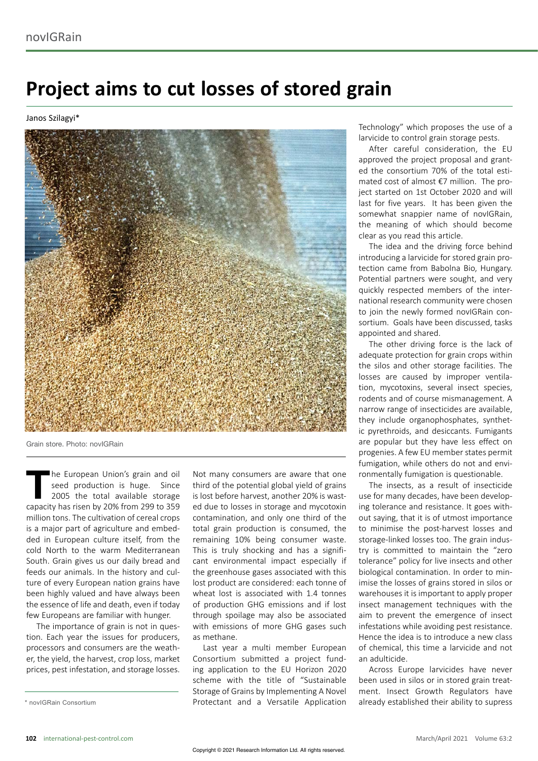# Project aims to cut losses of stored grain

Janos Szilagyi*

Grain store. Photo: novIGRain

The European Union's grain and oil seed production is huge. Since 2005 the total available storage capacity has risen by 20% from 299 to 359 million tons. The cultivation of cereal crops is a major part of agriculture and embedded in European culture itself, from the cold North to the warm Mediterranean South. Grain gives us our daily bread and feeds our animals. In the history and culture of every European nation grains have been highly valued and have always been the essence of life and death, even if today few Europeans are familiar with hunger.

The importance of grain is not in question. Each year the issues for producers, processors and consumers are the weather, the yield, the harvest, crop loss, market prices, pest infestation, and storage losses. Not many consumers are aware that one third of the potential global yield of grains is lost before harvest, another 20% is wasted due to losses in storage and mycotoxin contamination, and only one third of the total grain production is consumed, the remaining 10% being consumer waste. This is truly shocking and has a significant environmental impact especially if the greenhouse gases associated with this lost product are considered: each tonne of wheat lost is associated with 1.4 tonnes of production GHG emissions and if lost through spoilage may also be associated with emissions of more GHG gases such as methane.

Last year a multi member European Consortium submitted a project funding application to the EU Horizon 2020 scheme with the title of "Sustainable Storage of Grains by Implementing A Novel Protectant and a Versatile Application Technology" which proposes the use of a larvicide to control grain storage pests.

After careful consideration, the EU approved the project proposal and granted the consortium 70% of the total estimated cost of almost €7 million. The project started on 1st October 2020 and will last for five years. It has been given the somewhat snappier name of novIGRain, the meaning of which should become clear as you read this article.

The idea and the driving force behind introducing a larvicide for stored grain protection came from Babolna Bio, Hungary. Potential partners were sought, and very quickly respected members of the international research community were chosen to join the newly formed novIGRain consortium. Goals have been discussed, tasks appointed and shared.

The other driving force is the lack of adequate protection for grain crops within the silos and other storage facilities. The losses are caused by improper ventilation, mycotoxins, several insect species, rodents and of course mismanagement. A narrow range of insecticides are available, they include organophosphates, synthetic pyrethroids, and desiccants. Fumigants are popular but they have less effect on progenies. A few EU member states permit fumigation, while others do not and environmentally fumigation is questionable.

The insects, as a result of insecticide use for many decades, have been developing tolerance and resistance. It goes without saying, that it is of utmost importance to minimise the post-harvest losses and storage-linked losses too. The grain industry is committed to maintain the "zero tolerance" policy for live insects and other biological contamination. In order to minimise the losses of grains stored in silos or warehouses it is important to apply proper insect management techniques with the aim to prevent the emergence of insect infestations while avoiding pest resistance. Hence the idea is to introduce a new class of chemical, this time a larvicide and not an adulticide.

Across Europe larvicides have never been used in silos or in stored grain treatment. Insect Growth Regulators have already established their ability to supress

\* novIGRain Consortium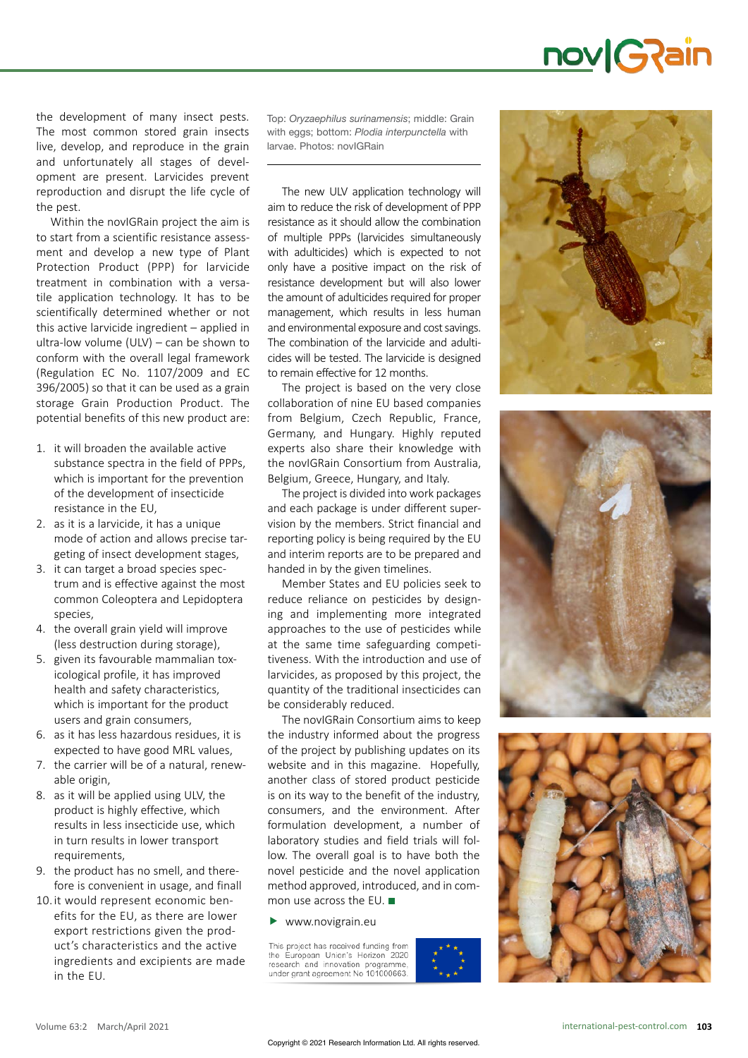the development of many insect pests. The most common stored grain insects live, develop, and reproduce in the grain and unfortunately all stages of development are present. Larvicides prevent reproduction and disrupt the life cycle of the pest.

Within the novIGRain project the aim is to start from a scientific resistance assessment and develop a new type of Plant Protection Product (PPP) for larvicide treatment in combination with a versatile application technology. It has to be scientifically determined whether or not this active larvicide ingredient – applied in ultra-low volume (ULV) – can be shown to conform with the overall legal framework (Regulation EC No. 1107/2009 and EC 396/2005) so that it can be used as a grain storage Grain Production Product. The potential benefits of this new product are:

1. it will broaden the available active substance spectra in the field of PPPs, which is important for the prevention of the development of insecticide resistance in the EU,
2. as it is a larvicide, it has a unique mode of action and allows precise targeting of insect development stages,
3. it can target a broad species spectrum and is effective against the most common Coleoptera and Lepidoptera species,
4. the overall grain yield will improve (less destruction during storage),
5. given its favourable mammalian toxicological profile, it has improved health and safety characteristics, which is important for the product users and grain consumers,
6. as it has less hazardous residues, it is expected to have good MRL values,
7. the carrier will be of a natural, renewable origin,
8. as it will be applied using ULV, the product is highly effective, which results in less insecticide use, which in turn results in lower transport requirements,
9. the product has no smell, and therefore is convenient in usage, and finall
10. it would represent economic benefits for the EU, as there are lower export restrictions given the product's characteristics and the active ingredients and excipients are made in the EU.

Top: *Oryzaephilus surinamensis*; middle: Grain with eggs; bottom: *Plodia interpunctella* with larvae. Photos: novIGRain

The new ULV application technology will aim to reduce the risk of development of PPP resistance as it should allow the combination of multiple PPPs (larvicides simultaneously with adulticides) which is expected to not only have a positive impact on the risk of resistance development but will also lower the amount of adulticides required for proper management, which results in less human and environmental exposure and cost savings. The combination of the larvicide and adulticides will be tested. The larvicide is designed to remain effective for 12 months.

The project is based on the very close collaboration of nine EU based companies from Belgium, Czech Republic, France, Germany, and Hungary. Highly reputed experts also share their knowledge with the novIGRain Consortium from Australia, Belgium, Greece, Hungary, and Italy.

The project is divided into work packages and each package is under different supervision by the members. Strict financial and reporting policy is being required by the EU and interim reports are to be prepared and handed in by the given timelines.

Member States and EU policies seek to reduce reliance on pesticides by designing and implementing more integrated approaches to the use of pesticides while at the same time safeguarding competitiveness. With the introduction and use of larvicides, as proposed by this project, the quantity of the traditional insecticides can be considerably reduced.

The novIGRain Consortium aims to keep the industry informed about the progress of the project by publishing updates on its website and in this magazine. Hopefully, another class of stored product pesticide is on its way to the benefit of the industry, consumers, and the environment. After formulation development, a number of laboratory studies and field trials will follow. The overall goal is to have both the novel pesticide and the novel application method approved, introduced, and in common use across the EU. ■

▶ www.novigrain.eu

This project has received funding from the European Union's Horizon 2020 research and innovation programme, under grant agreement No 101000663.